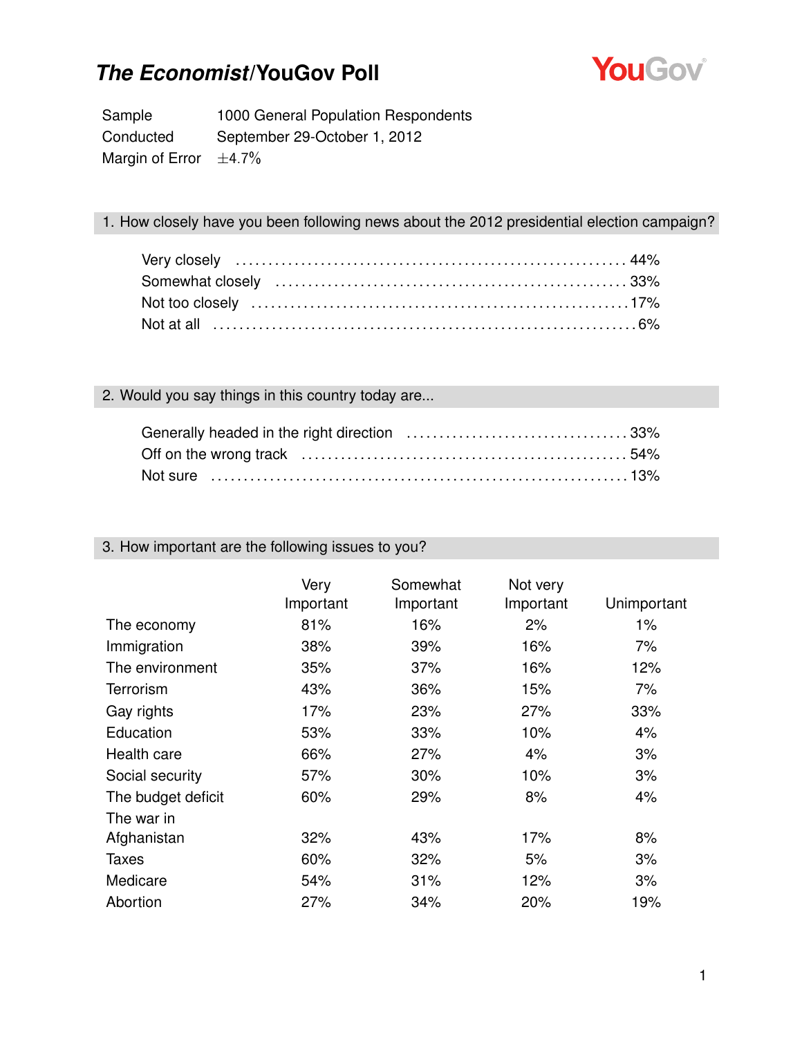# *The Economist*/YouGov Poll

| | |
|---|---|
| Sample | 1000 General Population Respondents |
| Conducted | September 29-October 1, 2012 |
| Margin of Error | ±4.7% |

## 1. How closely have you been following news about the 2012 presidential election campaign?

| | |
|---|---|
| Very closely | 44% |
| Somewhat closely | 33% |
| Not too closely | 17% |
| Not at all | 6% |

## 2. Would you say things in this country today are...

| | |
|---|---|
| Generally headed in the right direction | 33% |
| Off on the wrong track | 54% |
| Not sure | 13% |

## 3. How important are the following issues to you?

| | Very Important | Somewhat Important | Not very Important | Unimportant |
|---|---|---|---|---|
| The economy | 81% | 16% | 2% | 1% |
| Immigration | 38% | 39% | 16% | 7% |
| The environment | 35% | 37% | 16% | 12% |
| Terrorism | 43% | 36% | 15% | 7% |
| Gay rights | 17% | 23% | 27% | 33% |
| Education | 53% | 33% | 10% | 4% |
| Health care | 66% | 27% | 4% | 3% |
| Social security | 57% | 30% | 10% | 3% |
| The budget deficit | 60% | 29% | 8% | 4% |
| The war in Afghanistan | 32% | 43% | 17% | 8% |
| Taxes | 60% | 32% | 5% | 3% |
| Medicare | 54% | 31% | 12% | 3% |
| Abortion | 27% | 34% | 20% | 19% |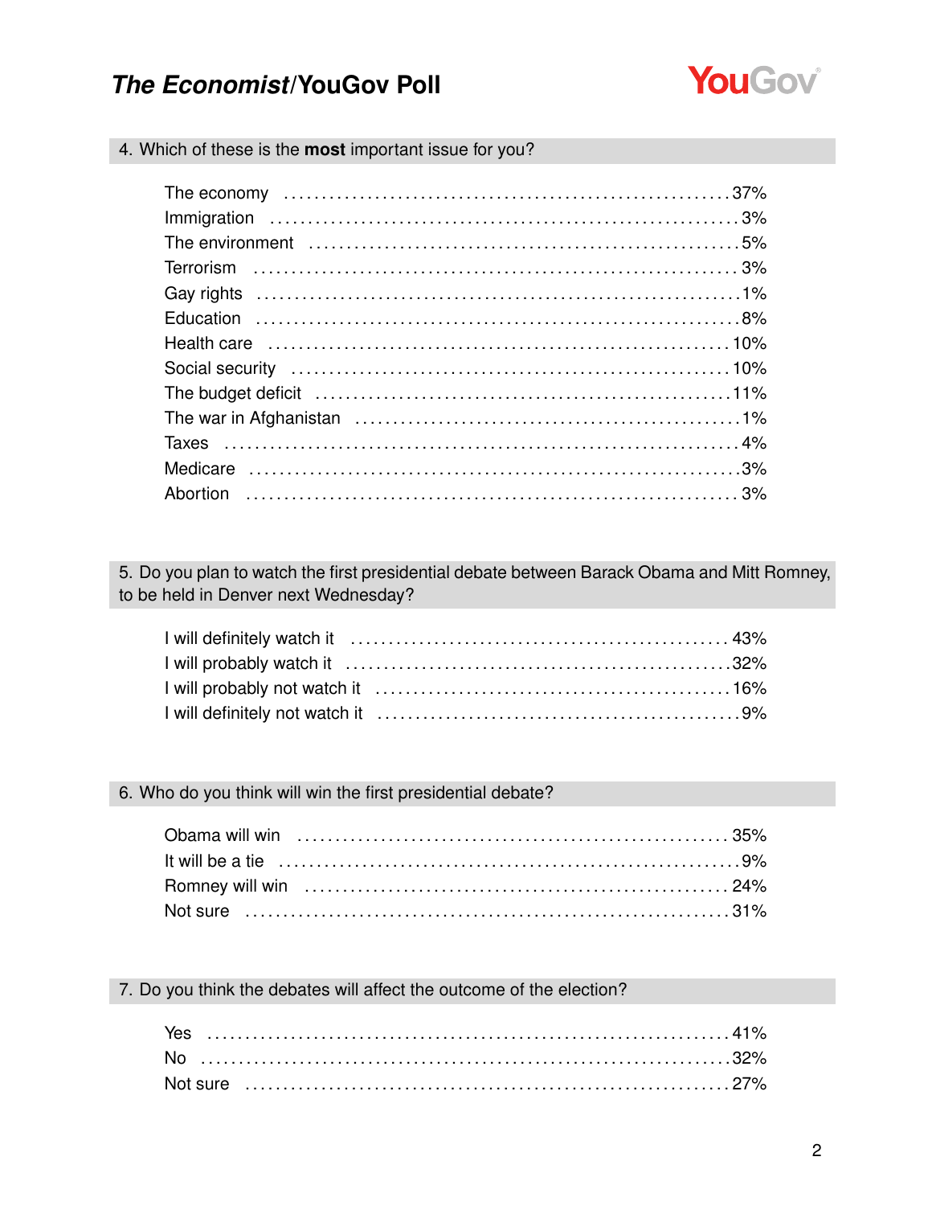## 4. Which of these is the **most** important issue for you?

| | |
|---|---|
| The economy | 37% |
| Immigration | 3% |
| The environment | 5% |
| Terrorism | 3% |
| Gay rights | 1% |
| Education | 8% |
| Health care | 10% |
| Social security | 10% |
| The budget deficit | 11% |
| The war in Afghanistan | 1% |
| Taxes | 4% |
| Medicare | 3% |
| Abortion | 3% |

## 5. Do you plan to watch the first presidential debate between Barack Obama and Mitt Romney, to be held in Denver next Wednesday?

| | |
|---|---|
| I will definitely watch it | 43% |
| I will probably watch it | 32% |
| I will probably not watch it | 16% |
| I will definitely not watch it | 9% |

## 6. Who do you think will win the first presidential debate?

| | |
|---|---|
| Obama will win | 35% |
| It will be a tie | 9% |
| Romney will win | 24% |
| Not sure | 31% |

## 7. Do you think the debates will affect the outcome of the election?

| | |
|---|---|
| Yes | 41% |
| No | 32% |
| Not sure | 27% |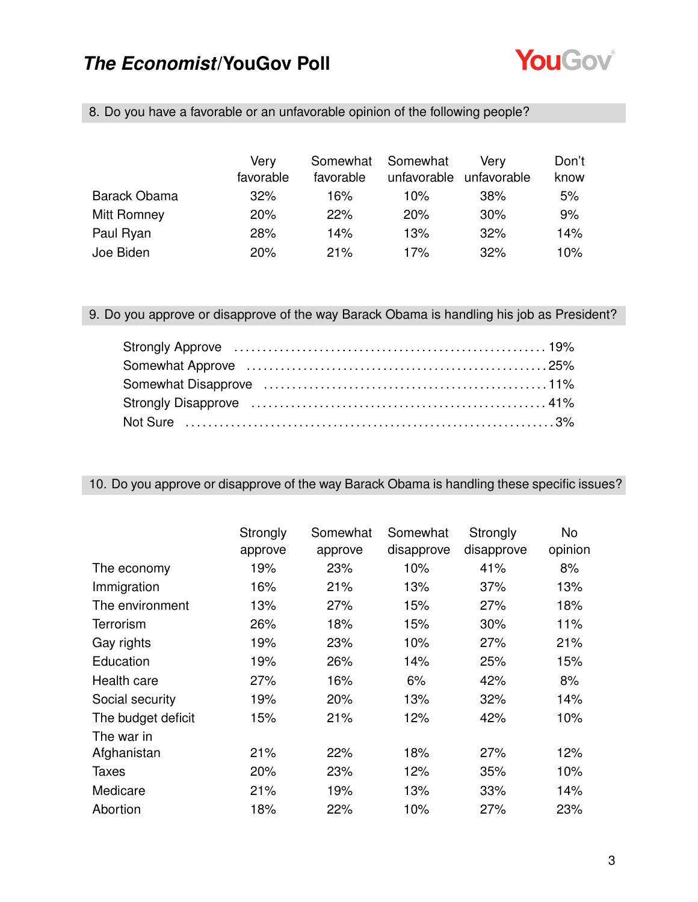# *The Economist*/YouGov Poll

## 8. Do you have a favorable or an unfavorable opinion of the following people?

| | Very favorable | Somewhat favorable | Somewhat unfavorable | Very unfavorable | Don't know |
|---|---|---|---|---|---|
| Barack Obama | 32% | 16% | 10% | 38% | 5% |
| Mitt Romney | 20% | 22% | 20% | 30% | 9% |
| Paul Ryan | 28% | 14% | 13% | 32% | 14% |
| Joe Biden | 20% | 21% | 17% | 32% | 10% |

## 9. Do you approve or disapprove of the way Barack Obama is handling his job as President?

| | |
|---|---|
| Strongly Approve | 19% |
| Somewhat Approve | 25% |
| Somewhat Disapprove | 11% |
| Strongly Disapprove | 41% |
| Not Sure | 3% |

## 10. Do you approve or disapprove of the way Barack Obama is handling these specific issues?

| | Strongly approve | Somewhat approve | Somewhat disapprove | Strongly disapprove | No opinion |
|---|---|---|---|---|---|
| The economy | 19% | 23% | 10% | 41% | 8% |
| Immigration | 16% | 21% | 13% | 37% | 13% |
| The environment | 13% | 27% | 15% | 27% | 18% |
| Terrorism | 26% | 18% | 15% | 30% | 11% |
| Gay rights | 19% | 23% | 10% | 27% | 21% |
| Education | 19% | 26% | 14% | 25% | 15% |
| Health care | 27% | 16% | 6% | 42% | 8% |
| Social security | 19% | 20% | 13% | 32% | 14% |
| The budget deficit | 15% | 21% | 12% | 42% | 10% |
| The war in Afghanistan | 21% | 22% | 18% | 27% | 12% |
| Taxes | 20% | 23% | 12% | 35% | 10% |
| Medicare | 21% | 19% | 13% | 33% | 14% |
| Abortion | 18% | 22% | 10% | 27% | 23% |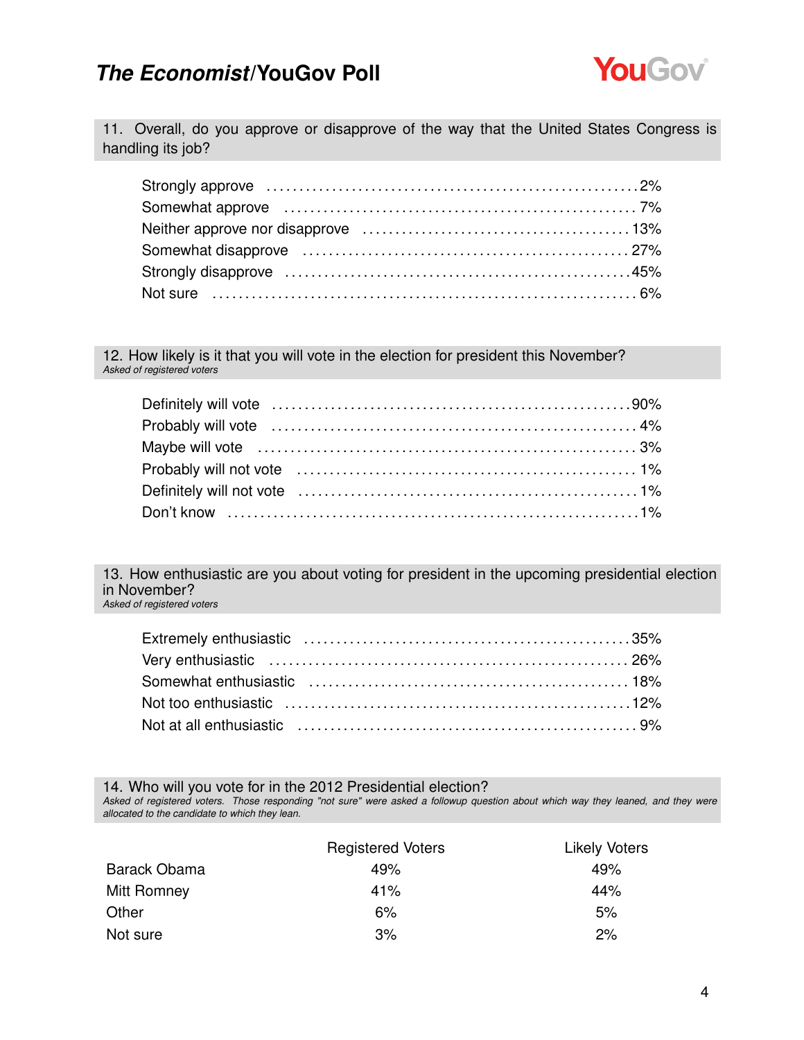11. Overall, do you approve or disapprove of the way that the United States Congress is handling its job?

| | |
|---|---|
| Strongly approve | 2% |
| Somewhat approve | 7% |
| Neither approve nor disapprove | 13% |
| Somewhat disapprove | 27% |
| Strongly disapprove | 45% |
| Not sure | 6% |

12. How likely is it that you will vote in the election for president this November?
*Asked of registered voters*

| | |
|---|---|
| Definitely will vote | 90% |
| Probably will vote | 4% |
| Maybe will vote | 3% |
| Probably will not vote | 1% |
| Definitely will not vote | 1% |
| Don't know | 1% |

13. How enthusiastic are you about voting for president in the upcoming presidential election in November?
*Asked of registered voters*

| | |
|---|---|
| Extremely enthusiastic | 35% |
| Very enthusiastic | 26% |
| Somewhat enthusiastic | 18% |
| Not too enthusiastic | 12% |
| Not at all enthusiastic | 9% |

14. Who will you vote for in the 2012 Presidential election?
*Asked of registered voters. Those responding "not sure" were asked a followup question about which way they leaned, and they were allocated to the candidate to which they lean.*

| | Registered Voters | Likely Voters |
|---|---|---|
| Barack Obama | 49% | 49% |
| Mitt Romney | 41% | 44% |
| Other | 6% | 5% |
| Not sure | 3% | 2% |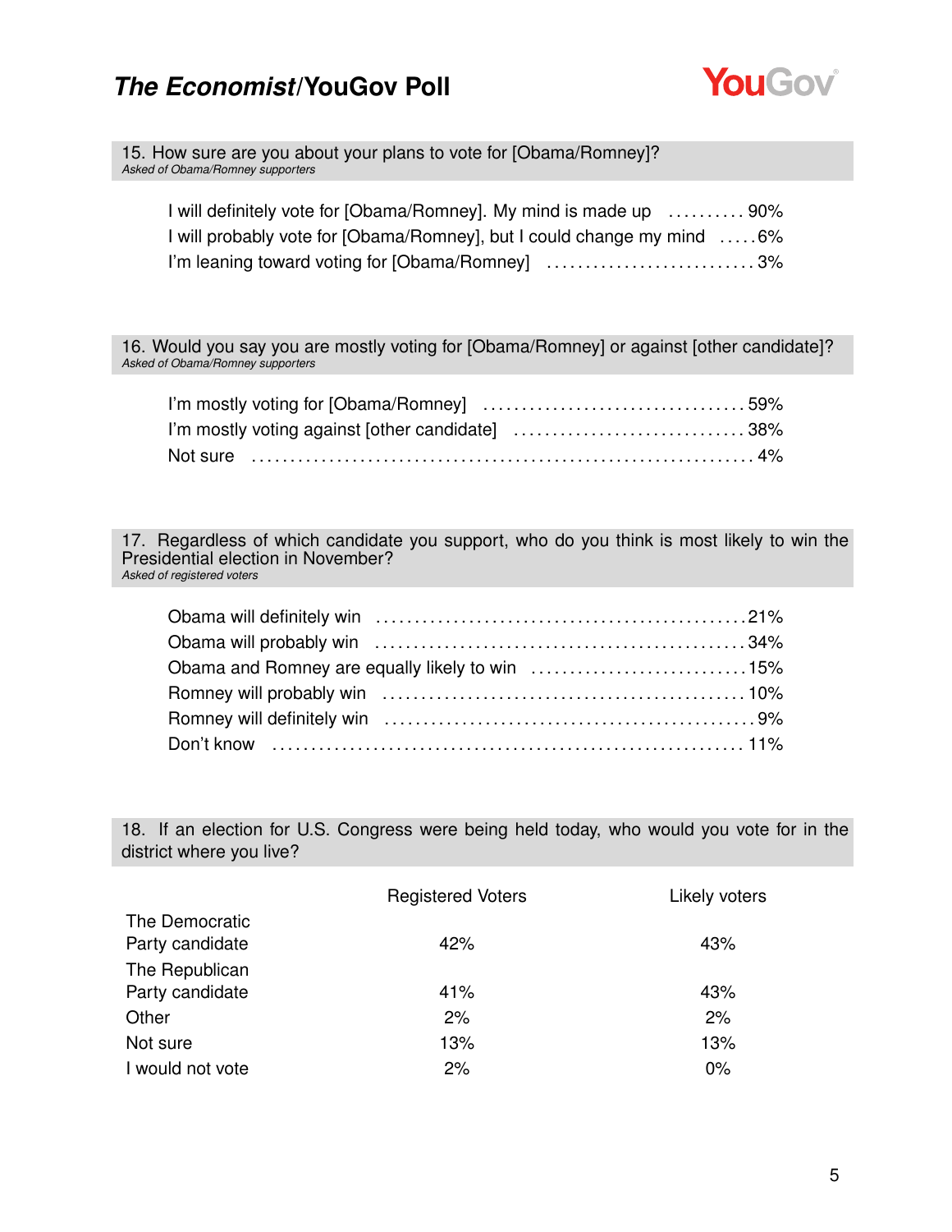### 15. How sure are you about your plans to vote for [Obama/Romney]?

*Asked of Obama/Romney supporters*

| | |
|---|---|
| I will definitely vote for [Obama/Romney]. My mind is made up | 90% |
| I will probably vote for [Obama/Romney], but I could change my mind | 6% |
| I'm leaning toward voting for [Obama/Romney] | 3% |

### 16. Would you say you are mostly voting for [Obama/Romney] or against [other candidate]?

*Asked of Obama/Romney supporters*

| | |
|---|---|
| I'm mostly voting for [Obama/Romney] | 59% |
| I'm mostly voting against [other candidate] | 38% |
| Not sure | 4% |

### 17. Regardless of which candidate you support, who do you think is most likely to win the Presidential election in November?

*Asked of registered voters*

| | |
|---|---|
| Obama will definitely win | 21% |
| Obama will probably win | 34% |
| Obama and Romney are equally likely to win | 15% |
| Romney will probably win | 10% |
| Romney will definitely win | 9% |
| Don't know | 11% |

### 18. If an election for U.S. Congress were being held today, who would you vote for in the district where you live?

| | Registered Voters | Likely voters |
|---|---|---|
| The Democratic Party candidate | 42% | 43% |
| The Republican Party candidate | 41% | 43% |
| Other | 2% | 2% |
| Not sure | 13% | 13% |
| I would not vote | 2% | 0% |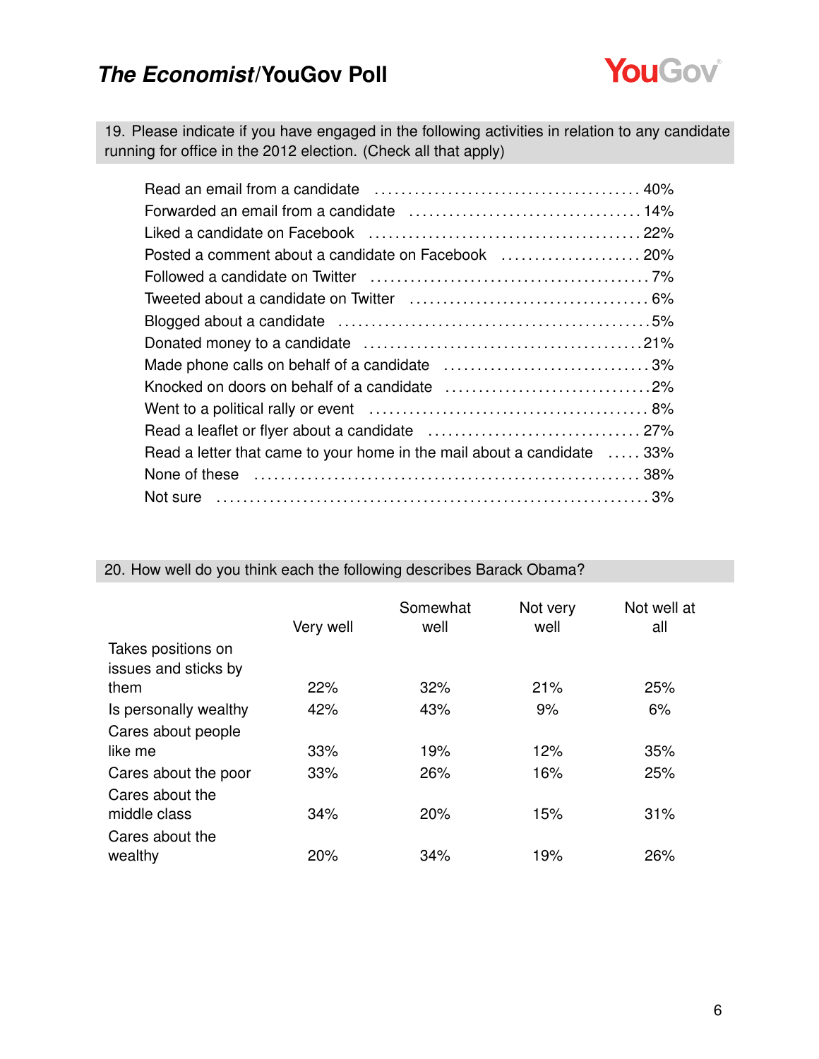19. Please indicate if you have engaged in the following activities in relation to any candidate running for office in the 2012 election. (Check all that apply)

| | |
|---|---|
| Read an email from a candidate | 40% |
| Forwarded an email from a candidate | 14% |
| Liked a candidate on Facebook | 22% |
| Posted a comment about a candidate on Facebook | 20% |
| Followed a candidate on Twitter | 7% |
| Tweeted about a candidate on Twitter | 6% |
| Blogged about a candidate | 5% |
| Donated money to a candidate | 21% |
| Made phone calls on behalf of a candidate | 3% |
| Knocked on doors on behalf of a candidate | 2% |
| Went to a political rally or event | 8% |
| Read a leaflet or flyer about a candidate | 27% |
| Read a letter that came to your home in the mail about a candidate | 33% |
| None of these | 38% |
| Not sure | 3% |

20. How well do you think each the following describes Barack Obama?

| | Very well | Somewhat well | Not very well | Not well at all |
|---|---|---|---|---|
| Takes positions on issues and sticks by them | 22% | 32% | 21% | 25% |
| Is personally wealthy | 42% | 43% | 9% | 6% |
| Cares about people like me | 33% | 19% | 12% | 35% |
| Cares about the poor | 33% | 26% | 16% | 25% |
| Cares about the middle class | 34% | 20% | 15% | 31% |
| Cares about the wealthy | 20% | 34% | 19% | 26% |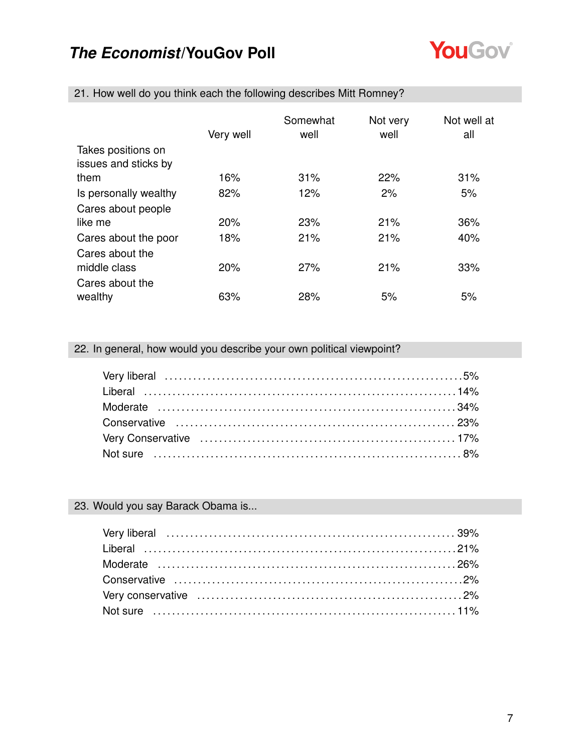## 21. How well do you think each the following describes Mitt Romney?

| | Very well | Somewhat well | Not very well | Not well at all |
|---|---|---|---|---|
| Takes positions on issues and sticks by them | 16% | 31% | 22% | 31% |
| Is personally wealthy | 82% | 12% | 2% | 5% |
| Cares about people like me | 20% | 23% | 21% | 36% |
| Cares about the poor | 18% | 21% | 21% | 40% |
| Cares about the middle class | 20% | 27% | 21% | 33% |
| Cares about the wealthy | 63% | 28% | 5% | 5% |

## 22. In general, how would you describe your own political viewpoint?

| | |
|---|---|
| Very liberal | 5% |
| Liberal | 14% |
| Moderate | 34% |
| Conservative | 23% |
| Very Conservative | 17% |
| Not sure | 8% |

## 23. Would you say Barack Obama is...

| | |
|---|---|
| Very liberal | 39% |
| Liberal | 21% |
| Moderate | 26% |
| Conservative | 2% |
| Very conservative | 2% |
| Not sure | 11% |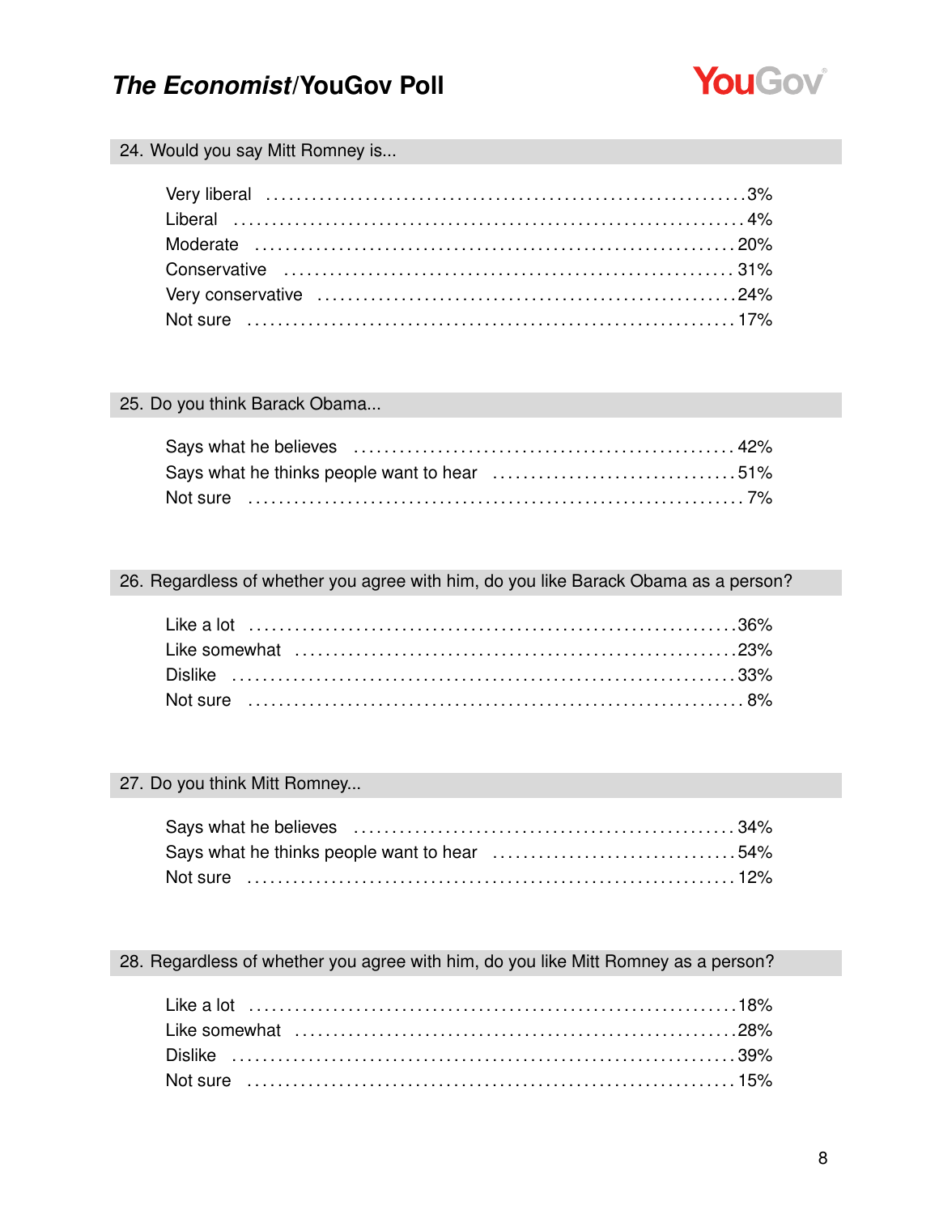## 24. Would you say Mitt Romney is...

| | |
|---|---|
| Very liberal | 3% |
| Liberal | 4% |
| Moderate | 20% |
| Conservative | 31% |
| Very conservative | 24% |
| Not sure | 17% |

## 25. Do you think Barack Obama...

| | |
|---|---|
| Says what he believes | 42% |
| Says what he thinks people want to hear | 51% |
| Not sure | 7% |

## 26. Regardless of whether you agree with him, do you like Barack Obama as a person?

| | |
|---|---|
| Like a lot | 36% |
| Like somewhat | 23% |
| Dislike | 33% |
| Not sure | 8% |

## 27. Do you think Mitt Romney...

| | |
|---|---|
| Says what he believes | 34% |
| Says what he thinks people want to hear | 54% |
| Not sure | 12% |

## 28. Regardless of whether you agree with him, do you like Mitt Romney as a person?

| | |
|---|---|
| Like a lot | 18% |
| Like somewhat | 28% |
| Dislike | 39% |
| Not sure | 15% |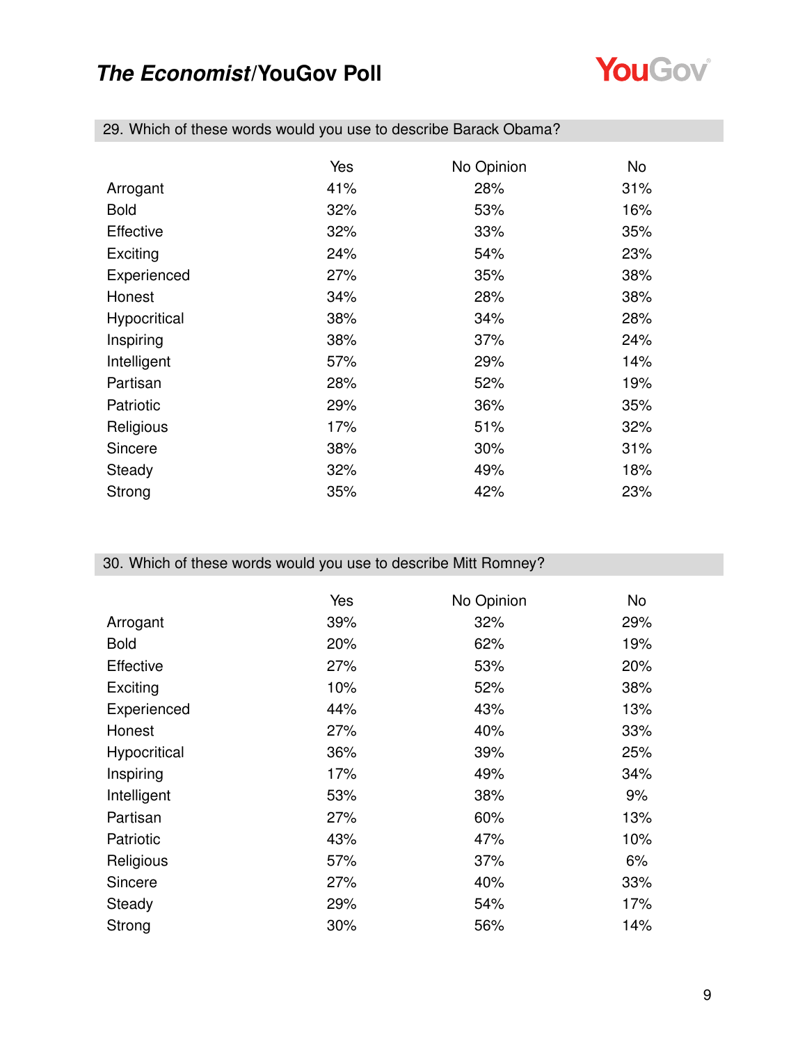## 29. Which of these words would you use to describe Barack Obama?

| | Yes | No Opinion | No |
|---|---|---|---|
| Arrogant | 41% | 28% | 31% |
| Bold | 32% | 53% | 16% |
| Effective | 32% | 33% | 35% |
| Exciting | 24% | 54% | 23% |
| Experienced | 27% | 35% | 38% |
| Honest | 34% | 28% | 38% |
| Hypocritical | 38% | 34% | 28% |
| Inspiring | 38% | 37% | 24% |
| Intelligent | 57% | 29% | 14% |
| Partisan | 28% | 52% | 19% |
| Patriotic | 29% | 36% | 35% |
| Religious | 17% | 51% | 32% |
| Sincere | 38% | 30% | 31% |
| Steady | 32% | 49% | 18% |
| Strong | 35% | 42% | 23% |

## 30. Which of these words would you use to describe Mitt Romney?

| | Yes | No Opinion | No |
|---|---|---|---|
| Arrogant | 39% | 32% | 29% |
| Bold | 20% | 62% | 19% |
| Effective | 27% | 53% | 20% |
| Exciting | 10% | 52% | 38% |
| Experienced | 44% | 43% | 13% |
| Honest | 27% | 40% | 33% |
| Hypocritical | 36% | 39% | 25% |
| Inspiring | 17% | 49% | 34% |
| Intelligent | 53% | 38% | 9% |
| Partisan | 27% | 60% | 13% |
| Patriotic | 43% | 47% | 10% |
| Religious | 57% | 37% | 6% |
| Sincere | 27% | 40% | 33% |
| Steady | 29% | 54% | 17% |
| Strong | 30% | 56% | 14% |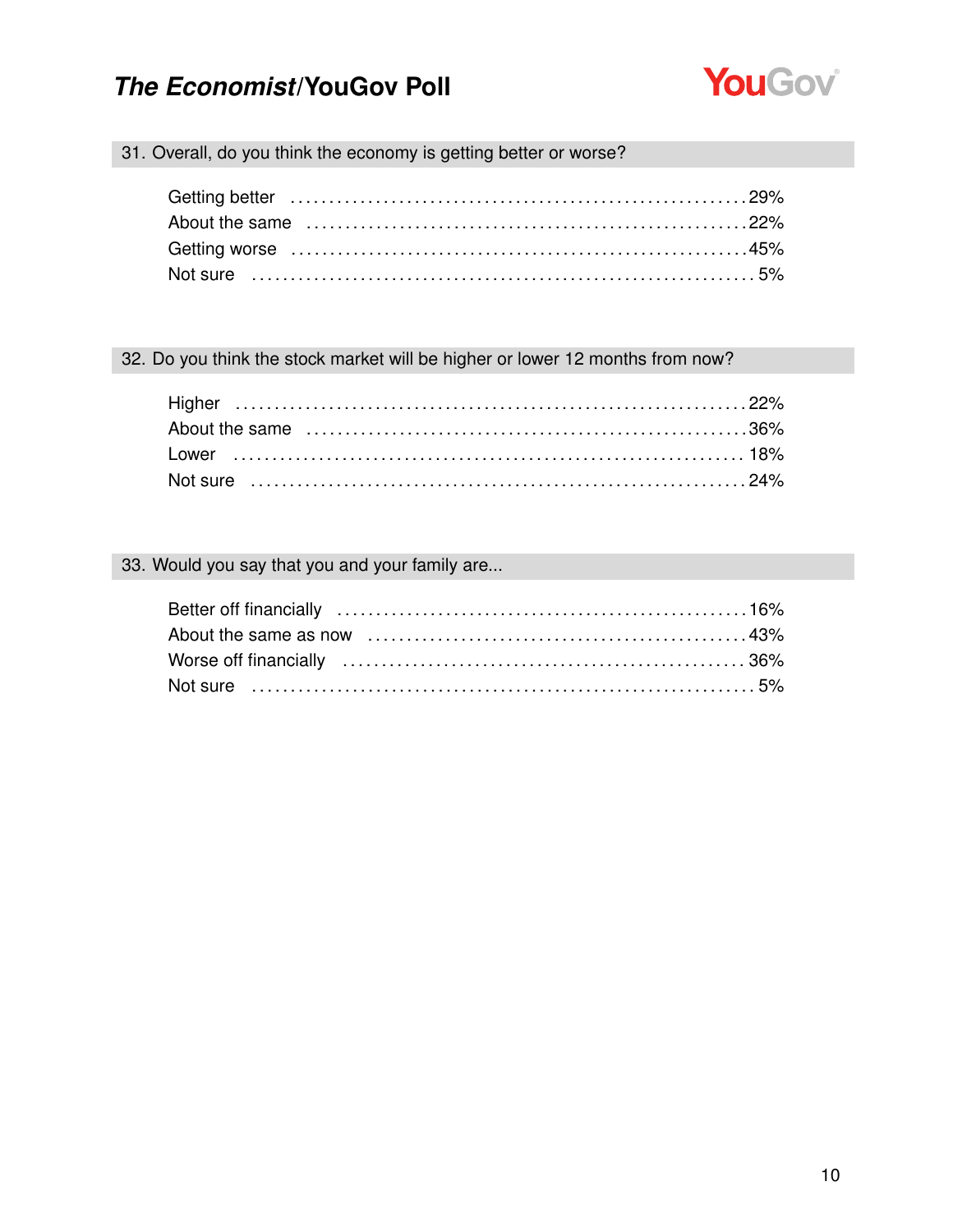## 31. Overall, do you think the economy is getting better or worse?

| Response | % |
|---|---|
| Getting better | 29% |
| About the same | 22% |
| Getting worse | 45% |
| Not sure | 5% |

## 32. Do you think the stock market will be higher or lower 12 months from now?

| Response | % |
|---|---|
| Higher | 22% |
| About the same | 36% |
| Lower | 18% |
| Not sure | 24% |

## 33. Would you say that you and your family are...

| Response | % |
|---|---|
| Better off financially | 16% |
| About the same as now | 43% |
| Worse off financially | 36% |
| Not sure | 5% |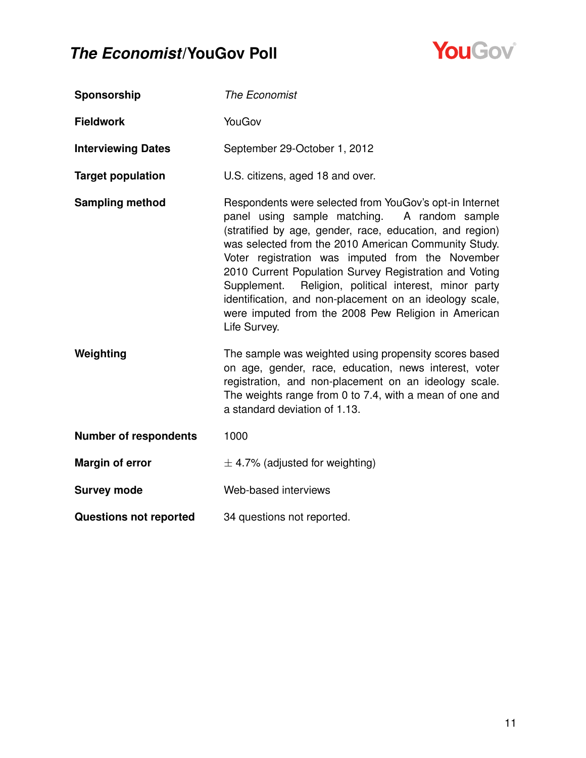# *The Economist*/YouGov Poll

| | |
|---|---|
| **Sponsorship** | *The Economist* |
| **Fieldwork** | YouGov |
| **Interviewing Dates** | September 29-October 1, 2012 |
| **Target population** | U.S. citizens, aged 18 and over. |
| **Sampling method** | Respondents were selected from YouGov's opt-in Internet panel using sample matching. A random sample (stratified by age, gender, race, education, and region) was selected from the 2010 American Community Study. Voter registration was imputed from the November 2010 Current Population Survey Registration and Voting Supplement. Religion, political interest, minor party identification, and non-placement on an ideology scale, were imputed from the 2008 Pew Religion in American Life Survey. |
| **Weighting** | The sample was weighted using propensity scores based on age, gender, race, education, news interest, voter registration, and non-placement on an ideology scale. The weights range from 0 to 7.4, with a mean of one and a standard deviation of 1.13. |
| **Number of respondents** | 1000 |
| **Margin of error** | $\pm$ 4.7% (adjusted for weighting) |
| **Survey mode** | Web-based interviews |
| **Questions not reported** | 34 questions not reported. |